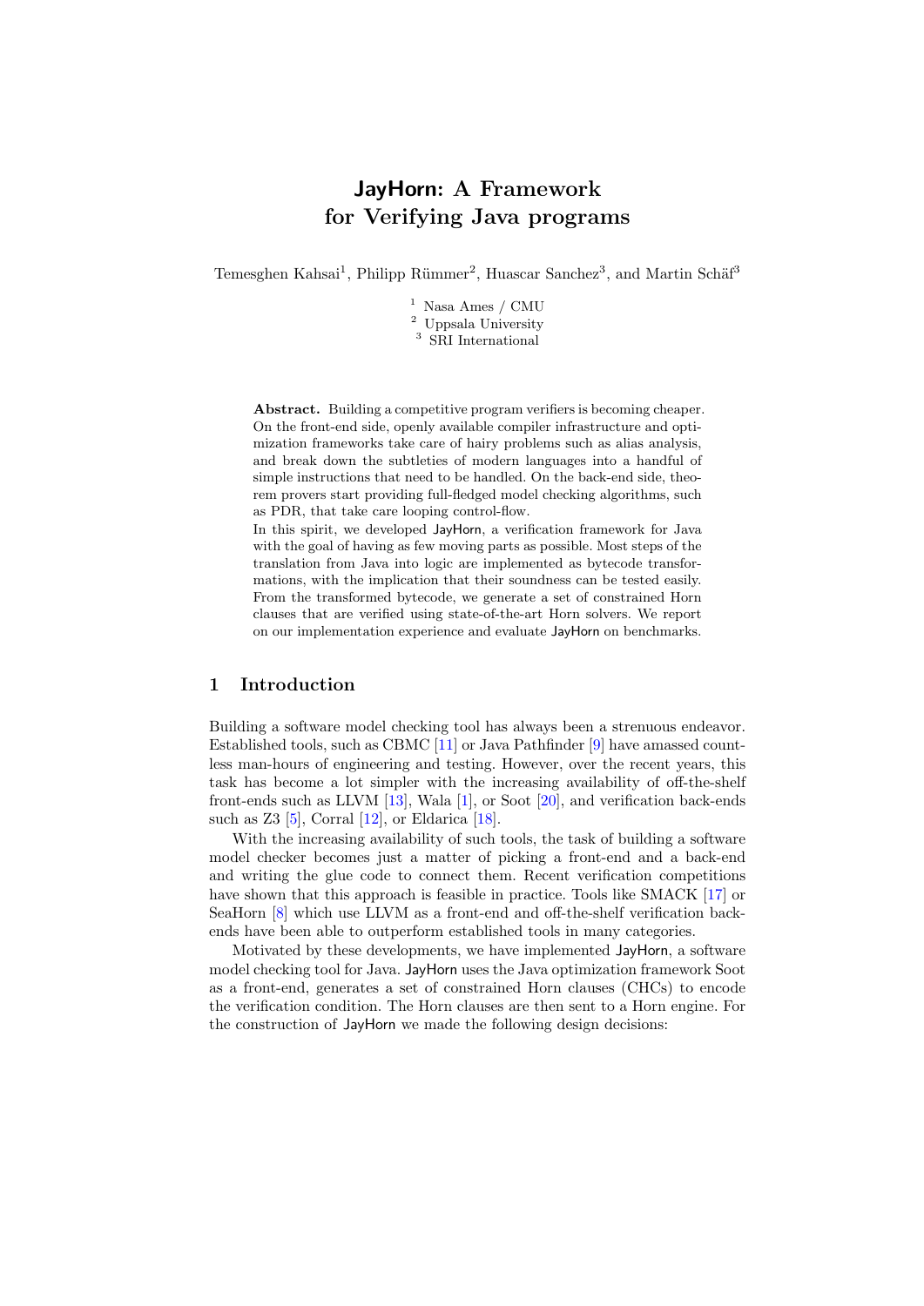# JayHorn: A Framework for Verifying Java programs

Temesghen Kahsai[1], Philipp Rümmer[2], Huascar Sanchez[3], and Martin Schäf[3]

[1] Nasa Ames / CMU
[2] Uppsala University
[3] SRI International

**Abstract.** Building a competitive program verifiers is becoming cheaper. On the front-end side, openly available compiler infrastructure and optimization frameworks take care of hairy problems such as alias analysis, and break down the subtleties of modern languages into a handful of simple instructions that need to be handled. On the back-end side, theorem provers start providing full-fledged model checking algorithms, such as PDR, that take care looping control-flow.

In this spirit, we developed JayHorn, a verification framework for Java with the goal of having as few moving parts as possible. Most steps of the translation from Java into logic are implemented as bytecode transformations, with the implication that their soundness can be tested easily. From the transformed bytecode, we generate a set of constrained Horn clauses that are verified using state-of-the-art Horn solvers. We report on our implementation experience and evaluate JayHorn on benchmarks.

## 1 Introduction

Building a software model checking tool has always been a strenuous endeavor. Established tools, such as CBMC [11] or Java Pathfinder [9] have amassed countless man-hours of engineering and testing. However, over the recent years, this task has become a lot simpler with the increasing availability of off-the-shelf front-ends such as LLVM [13], Wala [1], or Soot [20], and verification back-ends such as Z3 [5], Corral [12], or Eldarica [18].

With the increasing availability of such tools, the task of building a software model checker becomes just a matter of picking a front-end and a back-end and writing the glue code to connect them. Recent verification competitions have shown that this approach is feasible in practice. Tools like SMACK [17] or SeaHorn [8] which use LLVM as a front-end and off-the-shelf verification back-ends have been able to outperform established tools in many categories.

Motivated by these developments, we have implemented JayHorn, a software model checking tool for Java. JayHorn uses the Java optimization framework Soot as a front-end, generates a set of constrained Horn clauses (CHCs) to encode the verification condition. The Horn clauses are then sent to a Horn engine. For the construction of JayHorn we made the following design decisions: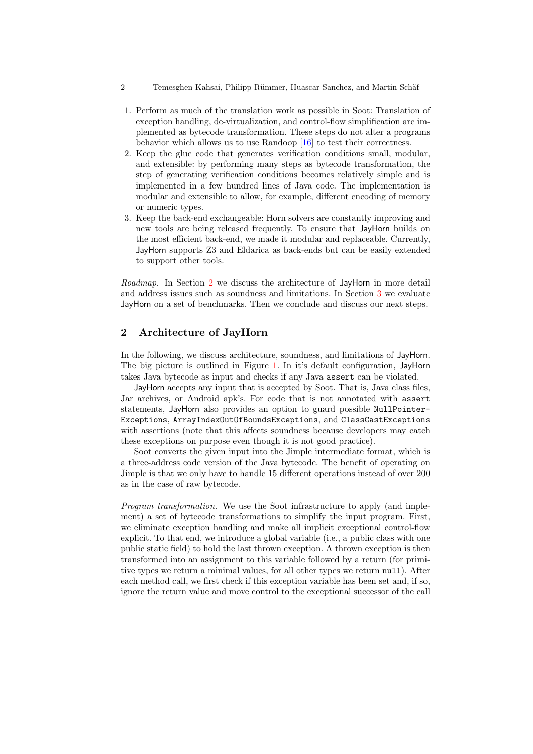1. Perform as much of the translation work as possible in Soot: Translation of exception handling, de-virtualization, and control-flow simplification are implemented as bytecode transformation. These steps do not alter a programs behavior which allows us to use Randoop [16] to test their correctness.
2. Keep the glue code that generates verification conditions small, modular, and extensible: by performing many steps as bytecode transformation, the step of generating verification conditions becomes relatively simple and is implemented in a few hundred lines of Java code. The implementation is modular and extensible to allow, for example, different encoding of memory or numeric types.
3. Keep the back-end exchangeable: Horn solvers are constantly improving and new tools are being released frequently. To ensure that JayHorn builds on the most efficient back-end, we made it modular and replaceable. Currently, JayHorn supports Z3 and Eldarica as back-ends but can be easily extended to support other tools.

*Roadmap.* In Section 2 we discuss the architecture of JayHorn in more detail and address issues such as soundness and limitations. In Section 3 we evaluate JayHorn on a set of benchmarks. Then we conclude and discuss our next steps.

## 2 Architecture of JayHorn

In the following, we discuss architecture, soundness, and limitations of JayHorn. The big picture is outlined in Figure 1. In it's default configuration, JayHorn takes Java bytecode as input and checks if any Java `assert` can be violated.

JayHorn accepts any input that is accepted by Soot. That is, Java class files, Jar archives, or Android apk's. For code that is not annotated with `assert` statements, JayHorn also provides an option to guard possible `NullPointerExceptions`, `ArrayIndexOutOfBoundsExceptions`, and `ClassCastExceptions` with assertions (note that this affects soundness because developers may catch these exceptions on purpose even though it is not good practice).

Soot converts the given input into the Jimple intermediate format, which is a three-address code version of the Java bytecode. The benefit of operating on Jimple is that we only have to handle 15 different operations instead of over 200 as in the case of raw bytecode.

*Program transformation.* We use the Soot infrastructure to apply (and implement) a set of bytecode transformations to simplify the input program. First, we eliminate exception handling and make all implicit exceptional control-flow explicit. To that end, we introduce a global variable (i.e., a public class with one public static field) to hold the last thrown exception. A thrown exception is then transformed into an assignment to this variable followed by a return (for primitive types we return a minimal values, for all other types we return `null`). After each method call, we first check if this exception variable has been set and, if so, ignore the return value and move control to the exceptional successor of the call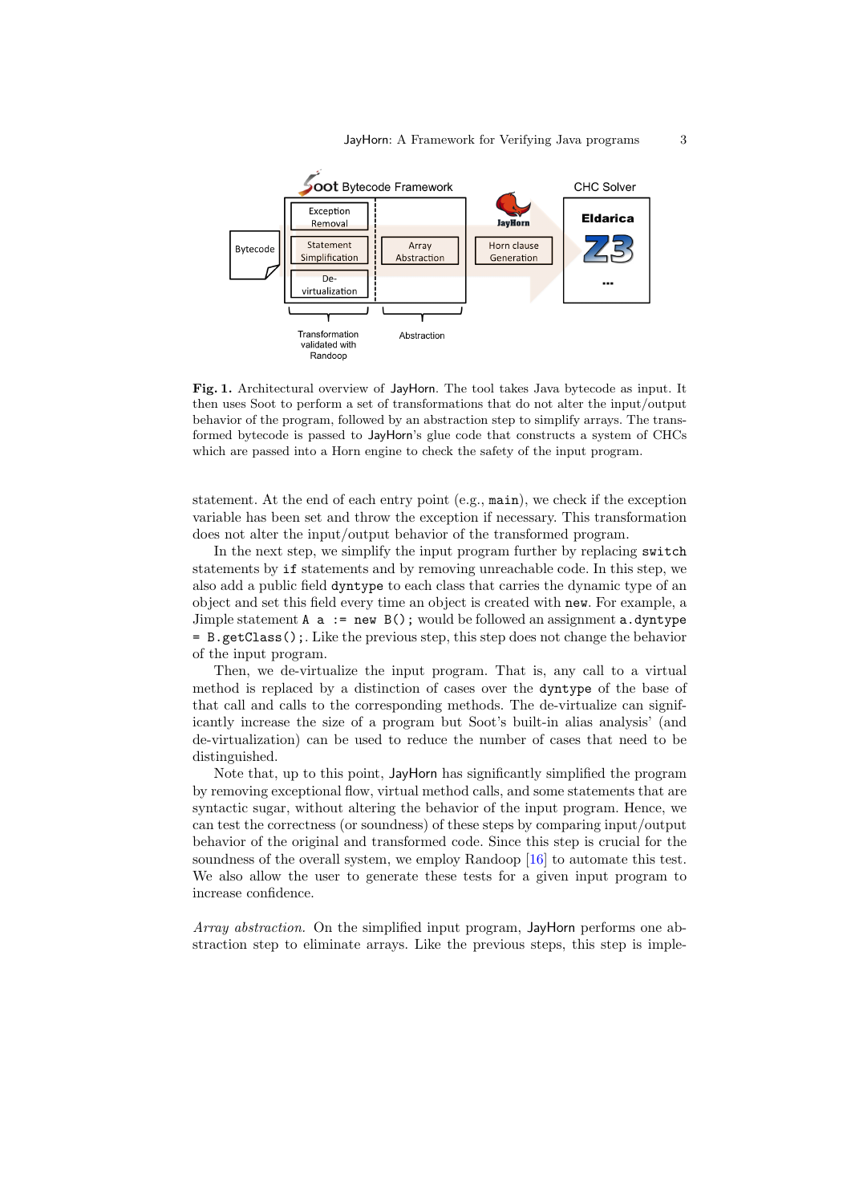**Fig. 1.** Architectural overview of JayHorn. The tool takes Java bytecode as input. It then uses Soot to perform a set of transformations that do not alter the input/output behavior of the program, followed by an abstraction step to simplify arrays. The transformed bytecode is passed to JayHorn's glue code that constructs a system of CHCs which are passed into a Horn engine to check the safety of the input program.

statement. At the end of each entry point (e.g., `main`), we check if the exception variable has been set and throw the exception if necessary. This transformation does not alter the input/output behavior of the transformed program.

In the next step, we simplify the input program further by replacing `switch` statements by `if` statements and by removing unreachable code. In this step, we also add a public field `dyntype` to each class that carries the dynamic type of an object and set this field every time an object is created with `new`. For example, a Jimple statement `A a := new B();` would be followed an assignment `a.dyntype = B.getClass();`. Like the previous step, this step does not change the behavior of the input program.

Then, we de-virtualize the input program. That is, any call to a virtual method is replaced by a distinction of cases over the `dyntype` of the base of that call and calls to the corresponding methods. The de-virtualize can significantly increase the size of a program but Soot's built-in alias analysis' (and de-virtualization) can be used to reduce the number of cases that need to be distinguished.

Note that, up to this point, JayHorn has significantly simplified the program by removing exceptional flow, virtual method calls, and some statements that are syntactic sugar, without altering the behavior of the input program. Hence, we can test the correctness (or soundness) of these steps by comparing input/output behavior of the original and transformed code. Since this step is crucial for the soundness of the overall system, we employ Randoop [16] to automate this test. We also allow the user to generate these tests for a given input program to increase confidence.

*Array abstraction.* On the simplified input program, JayHorn performs one abstraction step to eliminate arrays. Like the previous steps, this step is imple-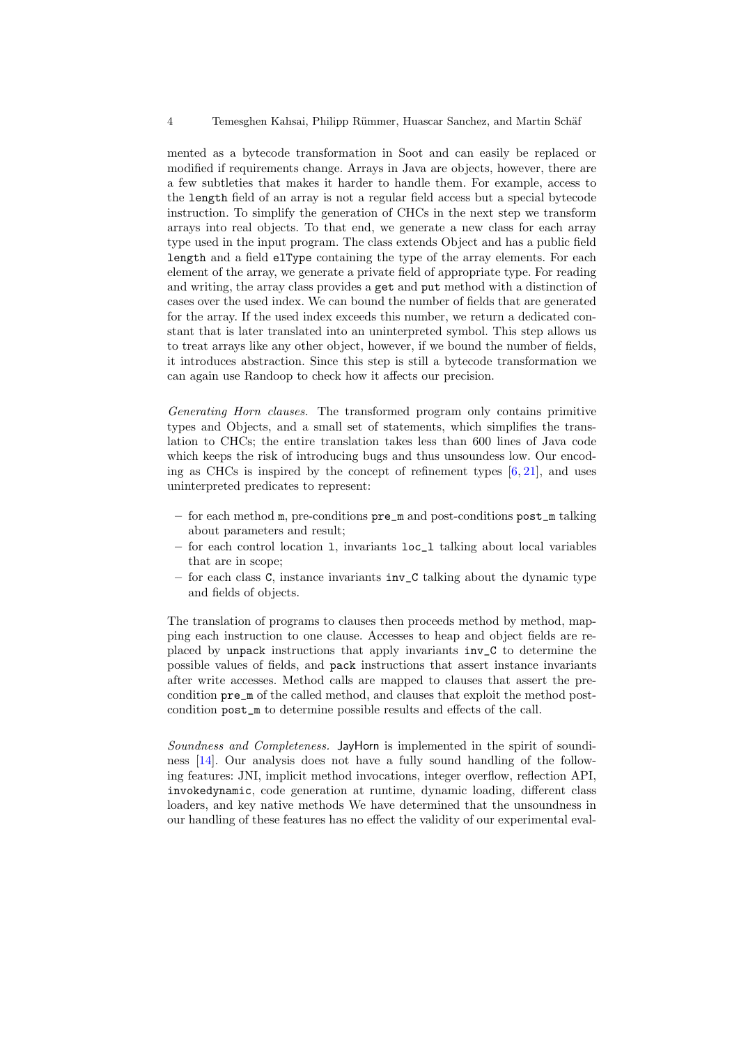mented as a bytecode transformation in Soot and can easily be replaced or modified if requirements change. Arrays in Java are objects, however, there are a few subtleties that makes it harder to handle them. For example, access to the `length` field of an array is not a regular field access but a special bytecode instruction. To simplify the generation of CHCs in the next step we transform arrays into real objects. To that end, we generate a new class for each array type used in the input program. The class extends Object and has a public field `length` and a field `elType` containing the type of the array elements. For each element of the array, we generate a private field of appropriate type. For reading and writing, the array class provides a `get` and `put` method with a distinction of cases over the used index. We can bound the number of fields that are generated for the array. If the used index exceeds this number, we return a dedicated constant that is later translated into an uninterpreted symbol. This step allows us to treat arrays like any other object, however, if we bound the number of fields, it introduces abstraction. Since this step is still a bytecode transformation we can again use Randoop to check how it affects our precision.

*Generating Horn clauses.* The transformed program only contains primitive types and Objects, and a small set of statements, which simplifies the translation to CHCs; the entire translation takes less than 600 lines of Java code which keeps the risk of introducing bugs and thus unsoundess low. Our encoding as CHCs is inspired by the concept of refinement types [6, 21], and uses uninterpreted predicates to represent:

- for each method `m`, pre-conditions `pre_m` and post-conditions `post_m` talking about parameters and result;
- for each control location `l`, invariants `loc_l` talking about local variables that are in scope;
- for each class `C`, instance invariants `inv_C` talking about the dynamic type and fields of objects.

The translation of programs to clauses then proceeds method by method, mapping each instruction to one clause. Accesses to heap and object fields are replaced by `unpack` instructions that apply invariants `inv_C` to determine the possible values of fields, and `pack` instructions that assert instance invariants after write accesses. Method calls are mapped to clauses that assert the precondition `pre_m` of the called method, and clauses that exploit the method post-condition `post_m` to determine possible results and effects of the call.

*Soundness and Completeness.* JayHorn is implemented in the spirit of soundiness [14]. Our analysis does not have a fully sound handling of the following features: JNI, implicit method invocations, integer overflow, reflection API, `invokedynamic`, code generation at runtime, dynamic loading, different class loaders, and key native methods We have determined that the unsoundness in our handling of these features has no effect the validity of our experimental eval-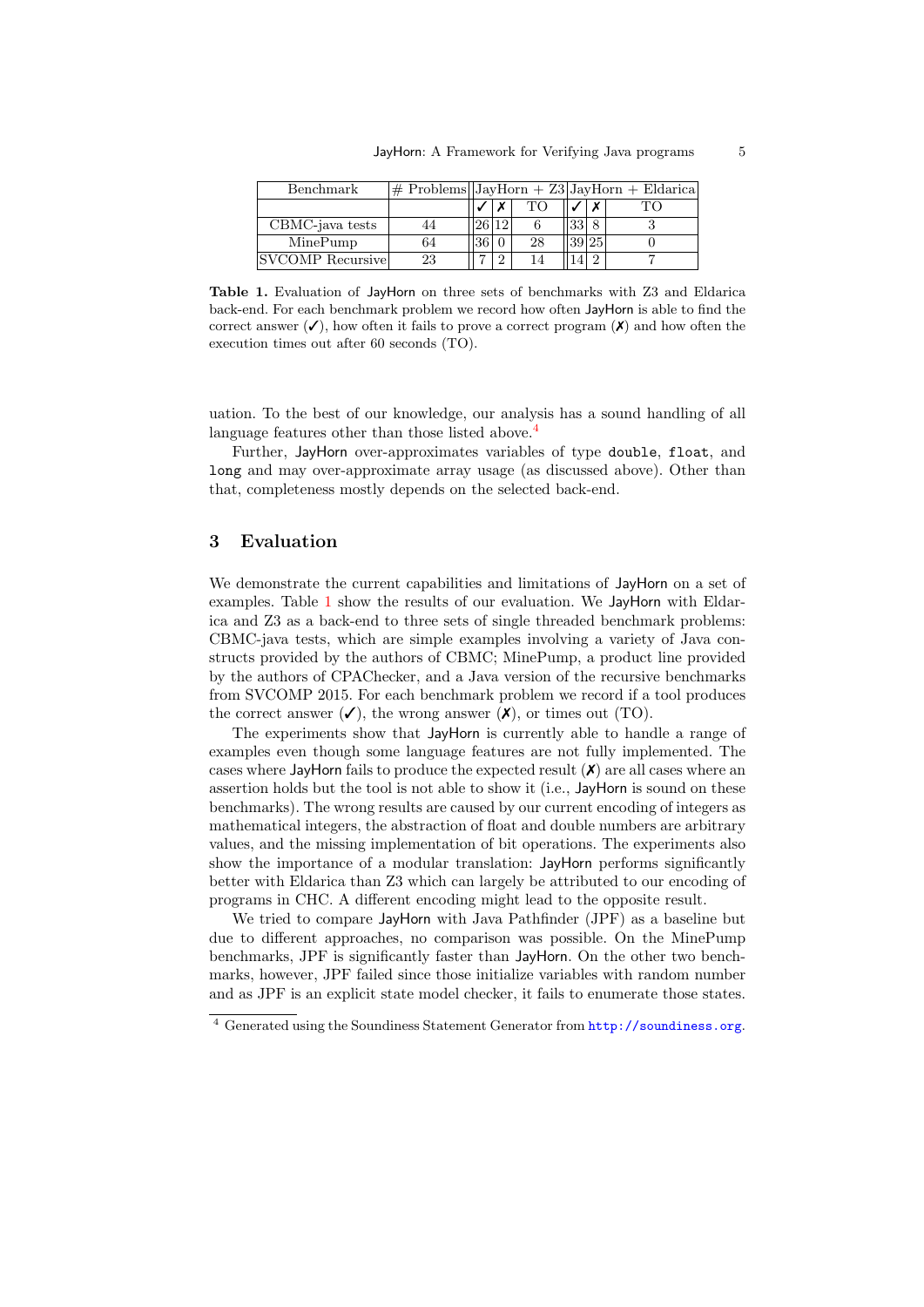| Benchmark | # Problems | JayHorn + Z3 | | | JayHorn + Eldarica | | |
|---|---|---|---|---|---|---|---|
| | | ✓ | ✗ | TO | ✓ | ✗ | TO |
| CBMC-java tests | 44 | 26 | 12 | 6 | 33 | 8 | 3 |
| MinePump | 64 | 36 | 0 | 28 | 39 | 25 | 0 |
| SVCOMP Recursive | 23 | 7 | 2 | 14 | 14 | 2 | 7 |

**Table 1.** Evaluation of JayHorn on three sets of benchmarks with Z3 and Eldarica back-end. For each benchmark problem we record how often JayHorn is able to find the correct answer (✓), how often it fails to prove a correct program (✗) and how often the execution times out after 60 seconds (TO).

uation. To the best of our knowledge, our analysis has a sound handling of all language features other than those listed above.[4]

Further, JayHorn over-approximates variables of type `double`, `float`, and `long` and may over-approximate array usage (as discussed above). Other than that, completeness mostly depends on the selected back-end.

## 3 Evaluation

We demonstrate the current capabilities and limitations of JayHorn on a set of examples. Table 1 show the results of our evaluation. We JayHorn with Eldarica and Z3 as a back-end to three sets of single threaded benchmark problems: CBMC-java tests, which are simple examples involving a variety of Java constructs provided by the authors of CBMC; MinePump, a product line provided by the authors of CPAChecker, and a Java version of the recursive benchmarks from SVCOMP 2015. For each benchmark problem we record if a tool produces the correct answer (✓), the wrong answer (✗), or times out (TO).

The experiments show that JayHorn is currently able to handle a range of examples even though some language features are not fully implemented. The cases where JayHorn fails to produce the expected result (✗) are all cases where an assertion holds but the tool is not able to show it (i.e., JayHorn is sound on these benchmarks). The wrong results are caused by our current encoding of integers as mathematical integers, the abstraction of float and double numbers are arbitrary values, and the missing implementation of bit operations. The experiments also show the importance of a modular translation: JayHorn performs significantly better with Eldarica than Z3 which can largely be attributed to our encoding of programs in CHC. A different encoding might lead to the opposite result.

We tried to compare JayHorn with Java Pathfinder (JPF) as a baseline but due to different approaches, no comparison was possible. On the MinePump benchmarks, JPF is significantly faster than JayHorn. On the other two benchmarks, however, JPF failed since those initialize variables with random number and as JPF is an explicit state model checker, it fails to enumerate those states.

[4] Generated using the Soundiness Statement Generator from http://soundiness.org.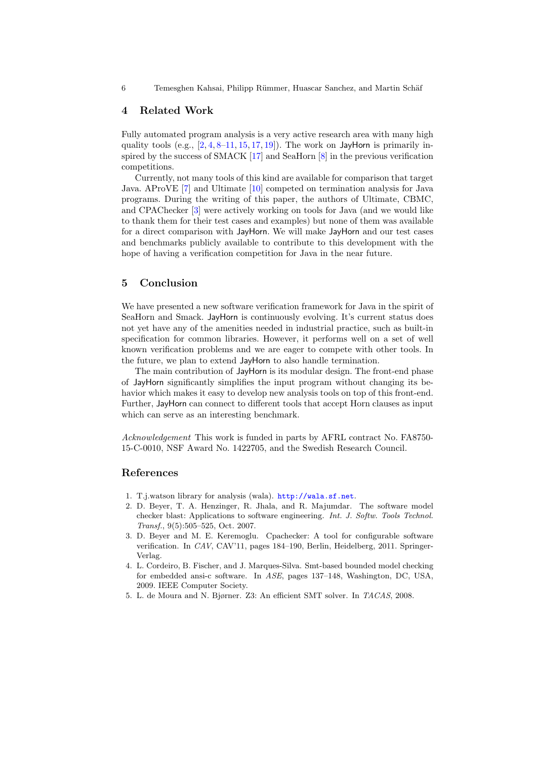## 4 Related Work

Fully automated program analysis is a very active research area with many high quality tools (e.g., [2, 4, 8–11, 15, 17, 19]). The work on JayHorn is primarily inspired by the success of SMACK [17] and SeaHorn [8] in the previous verification competitions.

Currently, not many tools of this kind are available for comparison that target Java. AProVE [7] and Ultimate [10] competed on termination analysis for Java programs. During the writing of this paper, the authors of Ultimate, CBMC, and CPAChecker [3] were actively working on tools for Java (and we would like to thank them for their test cases and examples) but none of them was available for a direct comparison with JayHorn. We will make JayHorn and our test cases and benchmarks publicly available to contribute to this development with the hope of having a verification competition for Java in the near future.

## 5 Conclusion

We have presented a new software verification framework for Java in the spirit of SeaHorn and Smack. JayHorn is continuously evolving. It's current status does not yet have any of the amenities needed in industrial practice, such as built-in specification for common libraries. However, it performs well on a set of well known verification problems and we are eager to compete with other tools. In the future, we plan to extend JayHorn to also handle termination.

The main contribution of JayHorn is its modular design. The front-end phase of JayHorn significantly simplifies the input program without changing its behavior which makes it easy to develop new analysis tools on top of this front-end. Further, JayHorn can connect to different tools that accept Horn clauses as input which can serve as an interesting benchmark.

*Acknowledgement* This work is funded in parts by AFRL contract No. FA8750-15-C-0010, NSF Award No. 1422705, and the Swedish Research Council.

## References

1. T.j.watson library for analysis (wala). http://wala.sf.net.
2. D. Beyer, T. A. Henzinger, R. Jhala, and R. Majumdar. The software model checker blast: Applications to software engineering. *Int. J. Softw. Tools Technol. Transf.*, 9(5):505–525, Oct. 2007.
3. D. Beyer and M. E. Keremoglu. Cpachecker: A tool for configurable software verification. In *CAV*, CAV'11, pages 184–190, Berlin, Heidelberg, 2011. Springer-Verlag.
4. L. Cordeiro, B. Fischer, and J. Marques-Silva. Smt-based bounded model checking for embedded ansi-c software. In *ASE*, pages 137–148, Washington, DC, USA, 2009. IEEE Computer Society.
5. L. de Moura and N. Bjørner. Z3: An efficient SMT solver. In *TACAS*, 2008.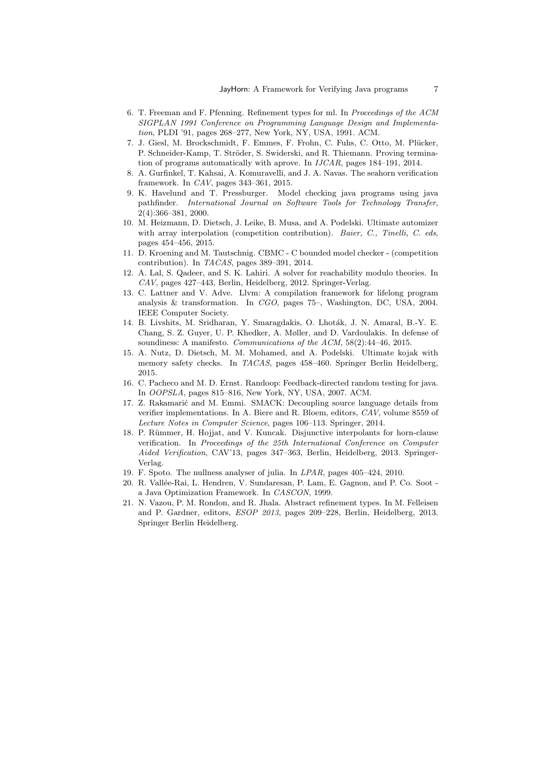6. T. Freeman and F. Pfenning. Refinement types for ml. In *Proceedings of the ACM SIGPLAN 1991 Conference on Programming Language Design and Implementation*, PLDI '91, pages 268–277, New York, NY, USA, 1991. ACM.
7. J. Giesl, M. Brockschmidt, F. Emmes, F. Frohn, C. Fuhs, C. Otto, M. Plücker, P. Schneider-Kamp, T. Ströder, S. Swiderski, and R. Thiemann. Proving termination of programs automatically with aprove. In *IJCAR*, pages 184–191, 2014.
8. A. Gurfinkel, T. Kahsai, A. Komuravelli, and J. A. Navas. The seahorn verification framework. In *CAV*, pages 343–361, 2015.
9. K. Havelund and T. Pressburger. Model checking java programs using java pathfinder. *International Journal on Software Tools for Technology Transfer*, 2(4):366–381, 2000.
10. M. Heizmann, D. Dietsch, J. Leike, B. Musa, and A. Podelski. Ultimate automizer with array interpolation (competition contribution). *Baier, C., Tinelli, C. eds*, pages 454–456, 2015.
11. D. Kroening and M. Tautschnig. CBMC - C bounded model checker - (competition contribution). In *TACAS*, pages 389–391, 2014.
12. A. Lal, S. Qadeer, and S. K. Lahiri. A solver for reachability modulo theories. In *CAV*, pages 427–443, Berlin, Heidelberg, 2012. Springer-Verlag.
13. C. Lattner and V. Adve. Llvm: A compilation framework for lifelong program analysis & transformation. In *CGO*, pages 75–, Washington, DC, USA, 2004. IEEE Computer Society.
14. B. Livshits, M. Sridharan, Y. Smaragdakis, O. Lhoták, J. N. Amaral, B.-Y. E. Chang, S. Z. Guyer, U. P. Khedker, A. Møller, and D. Vardoulakis. In defense of soundiness: A manifesto. *Communications of the ACM*, 58(2):44–46, 2015.
15. A. Nutz, D. Dietsch, M. M. Mohamed, and A. Podelski. Ultimate kojak with memory safety checks. In *TACAS*, pages 458–460. Springer Berlin Heidelberg, 2015.
16. C. Pacheco and M. D. Ernst. Randoop: Feedback-directed random testing for java. In *OOPSLA*, pages 815–816, New York, NY, USA, 2007. ACM.
17. Z. Rakamarić and M. Emmi. SMACK: Decoupling source language details from verifier implementations. In A. Biere and R. Bloem, editors, *CAV*, volume 8559 of *Lecture Notes in Computer Science*, pages 106–113. Springer, 2014.
18. P. Rümmer, H. Hojjat, and V. Kuncak. Disjunctive interpolants for horn-clause verification. In *Proceedings of the 25th International Conference on Computer Aided Verification*, CAV'13, pages 347–363, Berlin, Heidelberg, 2013. Springer-Verlag.
19. F. Spoto. The nullness analyser of julia. In *LPAR*, pages 405–424, 2010.
20. R. Vallée-Rai, L. Hendren, V. Sundaresan, P. Lam, E. Gagnon, and P. Co. Soot - a Java Optimization Framework. In *CASCON*, 1999.
21. N. Vazou, P. M. Rondon, and R. Jhala. Abstract refinement types. In M. Felleisen and P. Gardner, editors, *ESOP 2013*, pages 209–228, Berlin, Heidelberg, 2013. Springer Berlin Heidelberg.